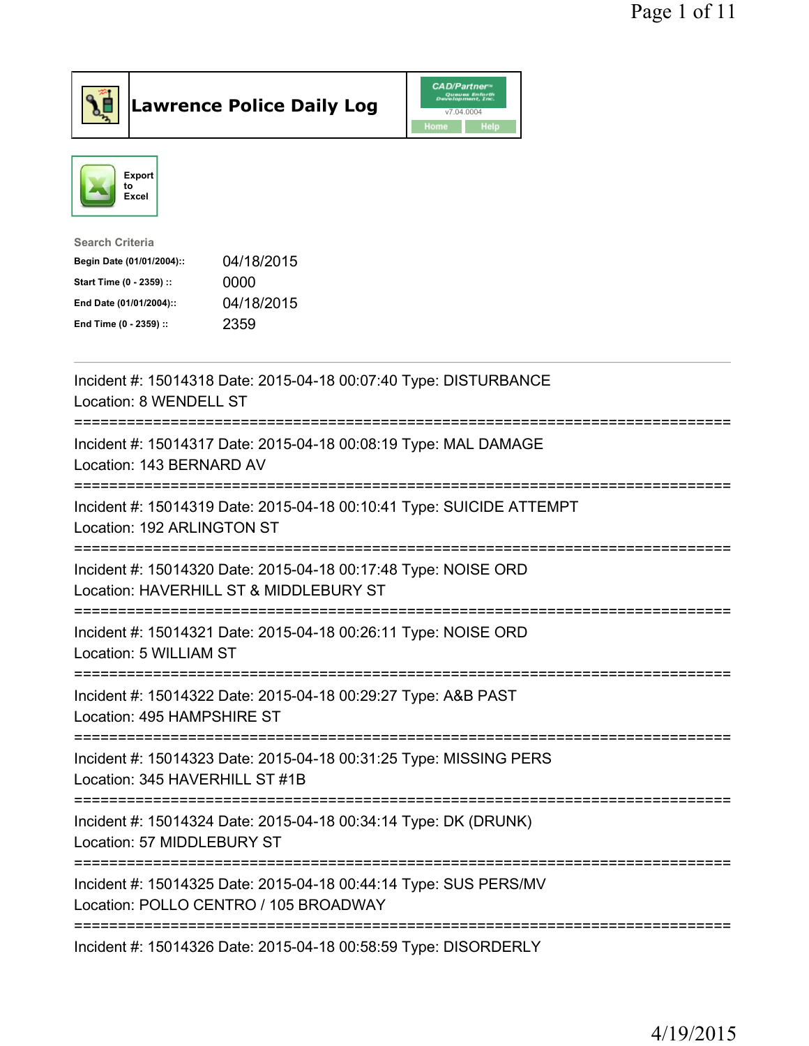# Lawrence Police Daily Log

CAD/Partner v7.04.0004

Home | Help

Export to Excel

**Search Criteria**

| | |
|---|---|
| **Begin Date (01/01/2004)::** | 04/18/2015 |
| **Start Time (0 - 2359) ::** | 0000 |
| **End Date (01/01/2004)::** | 04/18/2015 |
| **End Time (0 - 2359) ::** | 2359 |

---

Incident #: 15014318 Date: 2015-04-18 00:07:40 Type: DISTURBANCE
Location: 8 WENDELL ST

===========================================================================

Incident #: 15014317 Date: 2015-04-18 00:08:19 Type: MAL DAMAGE
Location: 143 BERNARD AV

===========================================================================

Incident #: 15014319 Date: 2015-04-18 00:10:41 Type: SUICIDE ATTEMPT
Location: 192 ARLINGTON ST

===========================================================================

Incident #: 15014320 Date: 2015-04-18 00:17:48 Type: NOISE ORD
Location: HAVERHILL ST & MIDDLEBURY ST

===========================================================================

Incident #: 15014321 Date: 2015-04-18 00:26:11 Type: NOISE ORD
Location: 5 WILLIAM ST

===========================================================================

Incident #: 15014322 Date: 2015-04-18 00:29:27 Type: A&B PAST
Location: 495 HAMPSHIRE ST

===========================================================================

Incident #: 15014323 Date: 2015-04-18 00:31:25 Type: MISSING PERS
Location: 345 HAVERHILL ST #1B

===========================================================================

Incident #: 15014324 Date: 2015-04-18 00:34:14 Type: DK (DRUNK)
Location: 57 MIDDLEBURY ST

===========================================================================

Incident #: 15014325 Date: 2015-04-18 00:44:14 Type: SUS PERS/MV
Location: POLLO CENTRO / 105 BROADWAY

===========================================================================

Incident #: 15014326 Date: 2015-04-18 00:58:59 Type: DISORDERLY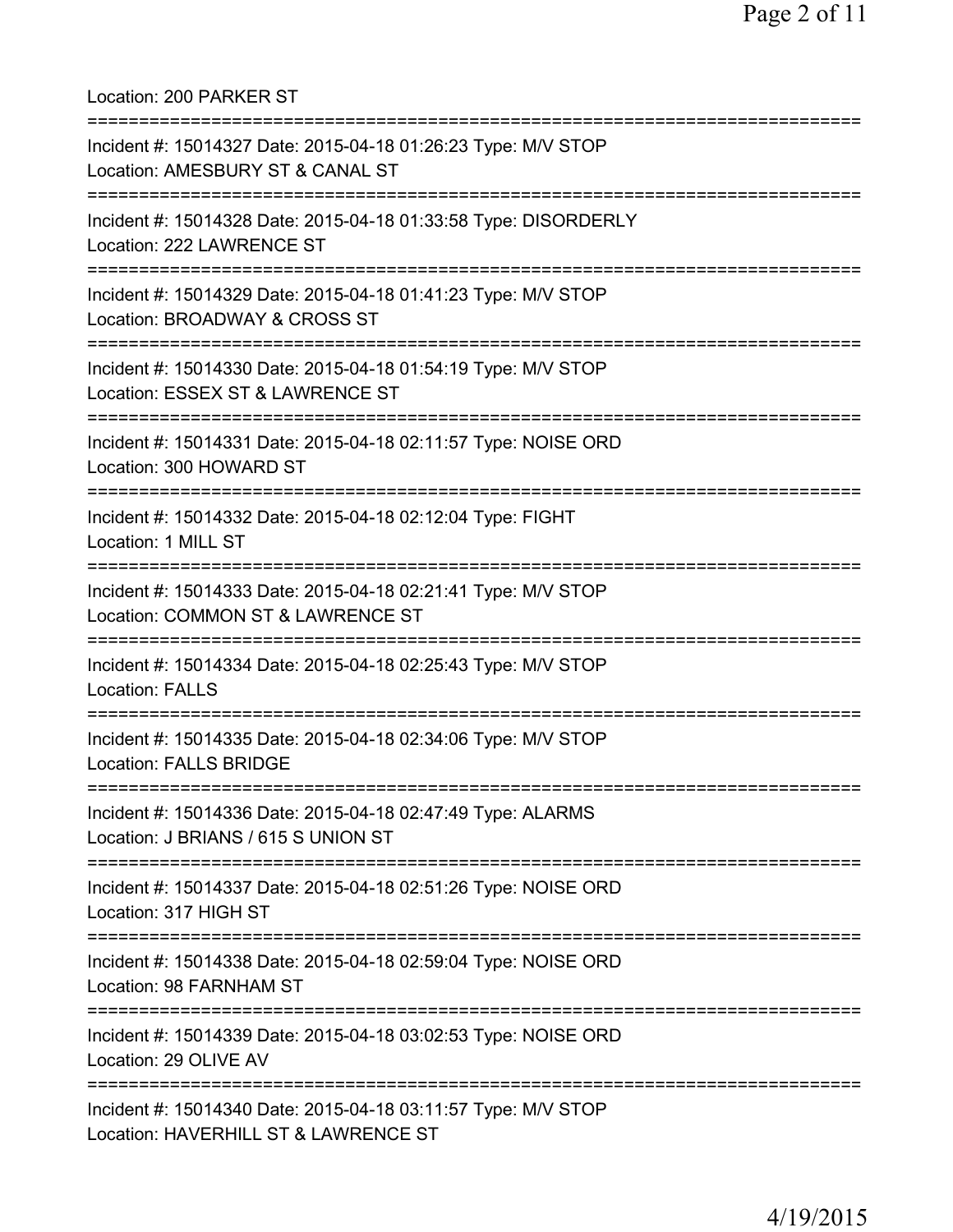Location: 200 PARKER ST

===========================================================================

Incident #: 15014327 Date: 2015-04-18 01:26:23 Type: M/V STOP
Location: AMESBURY ST & CANAL ST

===========================================================================

Incident #: 15014328 Date: 2015-04-18 01:33:58 Type: DISORDERLY
Location: 222 LAWRENCE ST

===========================================================================

Incident #: 15014329 Date: 2015-04-18 01:41:23 Type: M/V STOP
Location: BROADWAY & CROSS ST

===========================================================================

Incident #: 15014330 Date: 2015-04-18 01:54:19 Type: M/V STOP
Location: ESSEX ST & LAWRENCE ST

===========================================================================

Incident #: 15014331 Date: 2015-04-18 02:11:57 Type: NOISE ORD
Location: 300 HOWARD ST

===========================================================================

Incident #: 15014332 Date: 2015-04-18 02:12:04 Type: FIGHT
Location: 1 MILL ST

===========================================================================

Incident #: 15014333 Date: 2015-04-18 02:21:41 Type: M/V STOP
Location: COMMON ST & LAWRENCE ST

===========================================================================

Incident #: 15014334 Date: 2015-04-18 02:25:43 Type: M/V STOP
Location: FALLS

===========================================================================

Incident #: 15014335 Date: 2015-04-18 02:34:06 Type: M/V STOP
Location: FALLS BRIDGE

===========================================================================

Incident #: 15014336 Date: 2015-04-18 02:47:49 Type: ALARMS
Location: J BRIANS / 615 S UNION ST

===========================================================================

Incident #: 15014337 Date: 2015-04-18 02:51:26 Type: NOISE ORD
Location: 317 HIGH ST

===========================================================================

Incident #: 15014338 Date: 2015-04-18 02:59:04 Type: NOISE ORD
Location: 98 FARNHAM ST

===========================================================================

Incident #: 15014339 Date: 2015-04-18 03:02:53 Type: NOISE ORD
Location: 29 OLIVE AV

===========================================================================

Incident #: 15014340 Date: 2015-04-18 03:11:57 Type: M/V STOP
Location: HAVERHILL ST & LAWRENCE ST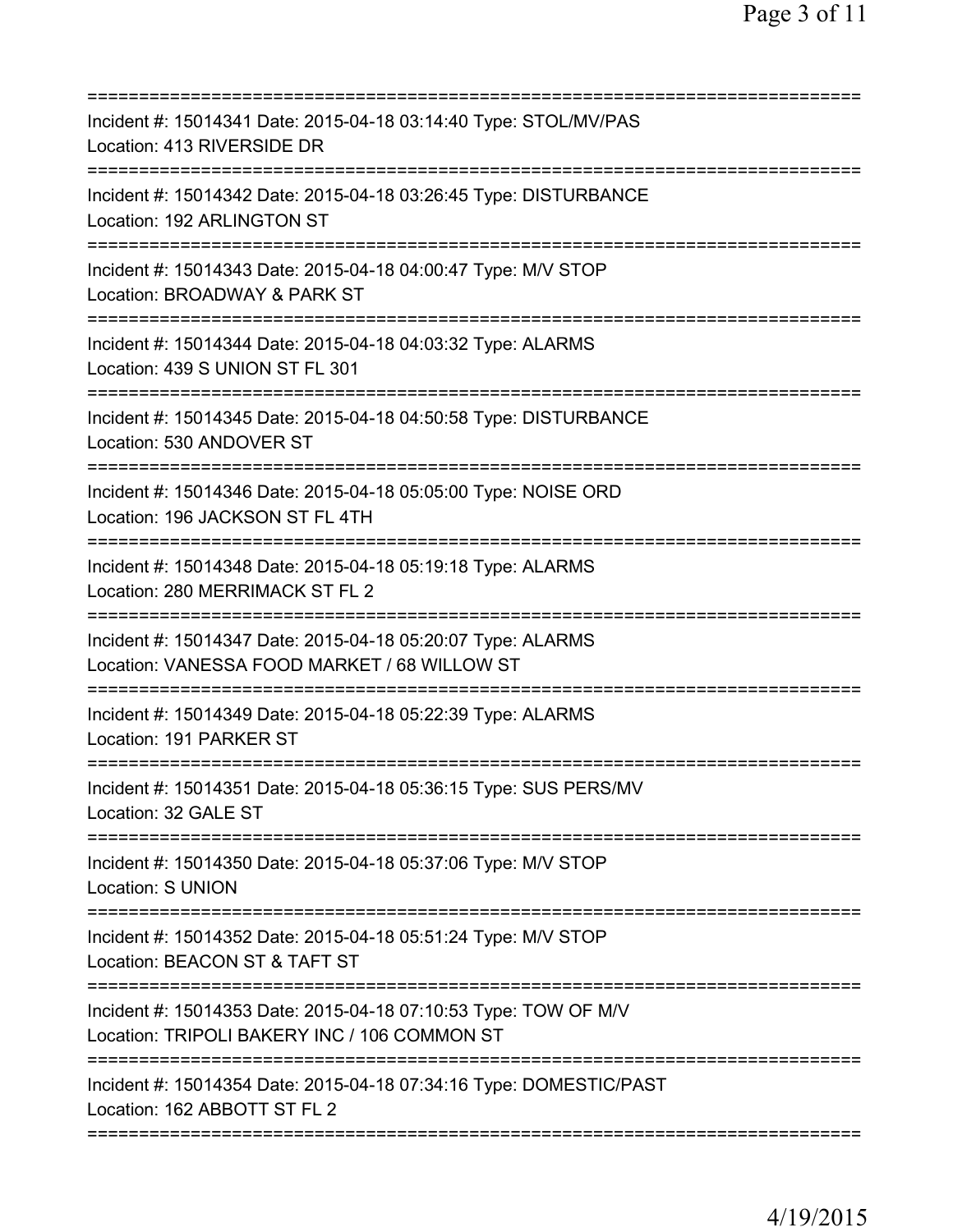Incident #: 15014341 Date: 2015-04-18 03:14:40 Type: STOL/MV/PAS
Location: 413 RIVERSIDE DR

Incident #: 15014342 Date: 2015-04-18 03:26:45 Type: DISTURBANCE
Location: 192 ARLINGTON ST

Incident #: 15014343 Date: 2015-04-18 04:00:47 Type: M/V STOP
Location: BROADWAY & PARK ST

Incident #: 15014344 Date: 2015-04-18 04:03:32 Type: ALARMS
Location: 439 S UNION ST FL 301

Incident #: 15014345 Date: 2015-04-18 04:50:58 Type: DISTURBANCE
Location: 530 ANDOVER ST

Incident #: 15014346 Date: 2015-04-18 05:05:00 Type: NOISE ORD
Location: 196 JACKSON ST FL 4TH

Incident #: 15014348 Date: 2015-04-18 05:19:18 Type: ALARMS
Location: 280 MERRIMACK ST FL 2

Incident #: 15014347 Date: 2015-04-18 05:20:07 Type: ALARMS
Location: VANESSA FOOD MARKET / 68 WILLOW ST

Incident #: 15014349 Date: 2015-04-18 05:22:39 Type: ALARMS
Location: 191 PARKER ST

Incident #: 15014351 Date: 2015-04-18 05:36:15 Type: SUS PERS/MV
Location: 32 GALE ST

Incident #: 15014350 Date: 2015-04-18 05:37:06 Type: M/V STOP
Location: S UNION

Incident #: 15014352 Date: 2015-04-18 05:51:24 Type: M/V STOP
Location: BEACON ST & TAFT ST

Incident #: 15014353 Date: 2015-04-18 07:10:53 Type: TOW OF M/V
Location: TRIPOLI BAKERY INC / 106 COMMON ST

Incident #: 15014354 Date: 2015-04-18 07:34:16 Type: DOMESTIC/PAST
Location: 162 ABBOTT ST FL 2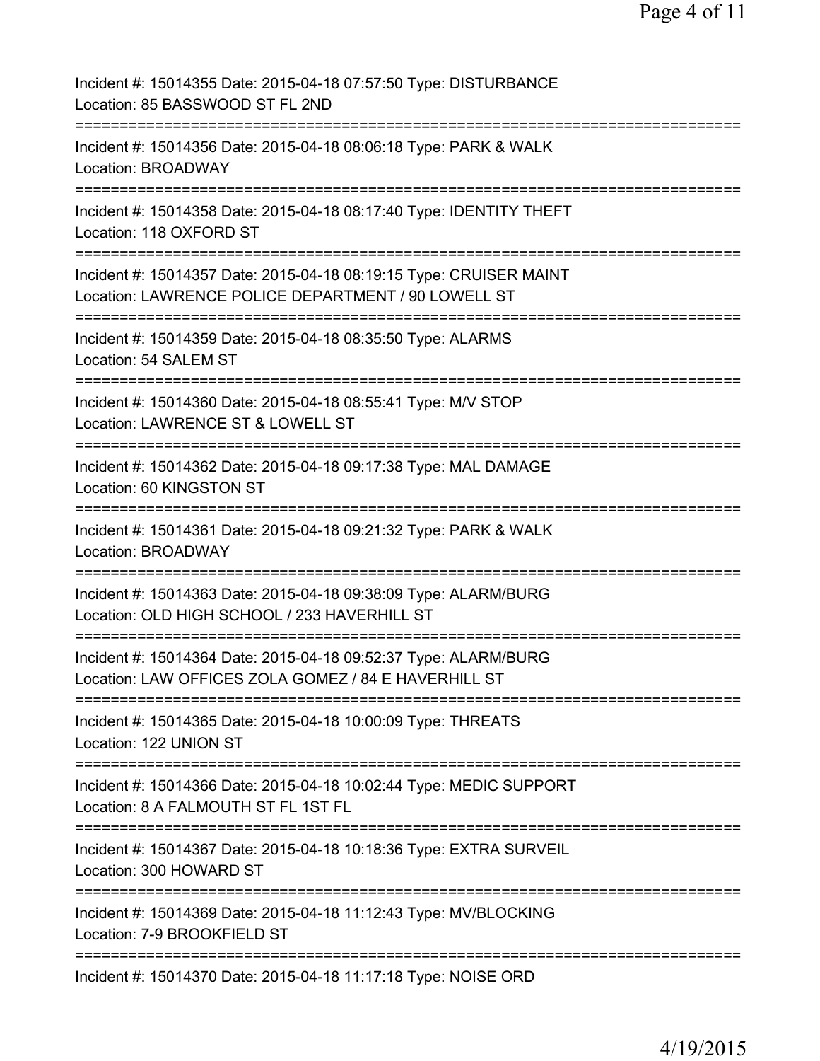Incident #: 15014355 Date: 2015-04-18 07:57:50 Type: DISTURBANCE
Location: 85 BASSWOOD ST FL 2ND
===========================================================================
Incident #: 15014356 Date: 2015-04-18 08:06:18 Type: PARK & WALK
Location: BROADWAY
===========================================================================
Incident #: 15014358 Date: 2015-04-18 08:17:40 Type: IDENTITY THEFT
Location: 118 OXFORD ST
===========================================================================
Incident #: 15014357 Date: 2015-04-18 08:19:15 Type: CRUISER MAINT
Location: LAWRENCE POLICE DEPARTMENT / 90 LOWELL ST
===========================================================================
Incident #: 15014359 Date: 2015-04-18 08:35:50 Type: ALARMS
Location: 54 SALEM ST
===========================================================================
Incident #: 15014360 Date: 2015-04-18 08:55:41 Type: M/V STOP
Location: LAWRENCE ST & LOWELL ST
===========================================================================
Incident #: 15014362 Date: 2015-04-18 09:17:38 Type: MAL DAMAGE
Location: 60 KINGSTON ST
===========================================================================
Incident #: 15014361 Date: 2015-04-18 09:21:32 Type: PARK & WALK
Location: BROADWAY
===========================================================================
Incident #: 15014363 Date: 2015-04-18 09:38:09 Type: ALARM/BURG
Location: OLD HIGH SCHOOL / 233 HAVERHILL ST
===========================================================================
Incident #: 15014364 Date: 2015-04-18 09:52:37 Type: ALARM/BURG
Location: LAW OFFICES ZOLA GOMEZ / 84 E HAVERHILL ST
===========================================================================
Incident #: 15014365 Date: 2015-04-18 10:00:09 Type: THREATS
Location: 122 UNION ST
===========================================================================
Incident #: 15014366 Date: 2015-04-18 10:02:44 Type: MEDIC SUPPORT
Location: 8 A FALMOUTH ST FL 1ST FL
===========================================================================
Incident #: 15014367 Date: 2015-04-18 10:18:36 Type: EXTRA SURVEIL
Location: 300 HOWARD ST
===========================================================================
Incident #: 15014369 Date: 2015-04-18 11:12:43 Type: MV/BLOCKING
Location: 7-9 BROOKFIELD ST
===========================================================================
Incident #: 15014370 Date: 2015-04-18 11:17:18 Type: NOISE ORD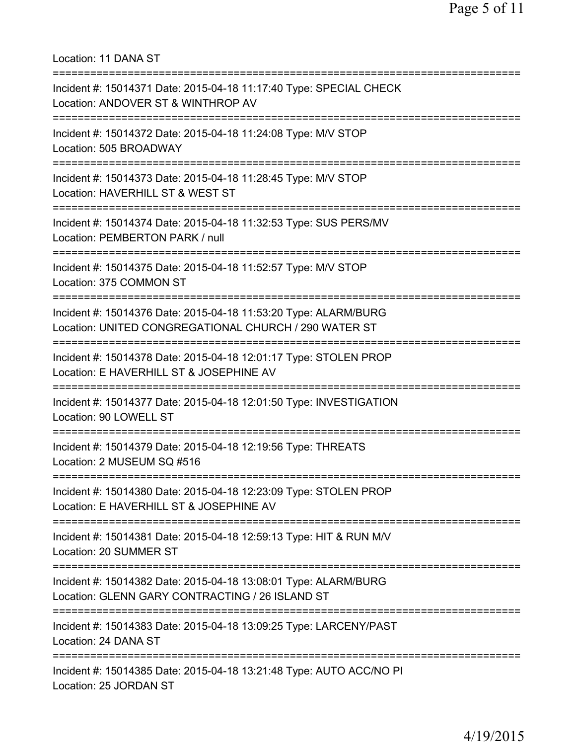Location: 11 DANA ST

===========================================================================

Incident #: 15014371 Date: 2015-04-18 11:17:40 Type: SPECIAL CHECK
Location: ANDOVER ST & WINTHROP AV

===========================================================================

Incident #: 15014372 Date: 2015-04-18 11:24:08 Type: M/V STOP
Location: 505 BROADWAY

===========================================================================

Incident #: 15014373 Date: 2015-04-18 11:28:45 Type: M/V STOP
Location: HAVERHILL ST & WEST ST

===========================================================================

Incident #: 15014374 Date: 2015-04-18 11:32:53 Type: SUS PERS/MV
Location: PEMBERTON PARK / null

===========================================================================

Incident #: 15014375 Date: 2015-04-18 11:52:57 Type: M/V STOP
Location: 375 COMMON ST

===========================================================================

Incident #: 15014376 Date: 2015-04-18 11:53:20 Type: ALARM/BURG
Location: UNITED CONGREGATIONAL CHURCH / 290 WATER ST

===========================================================================

Incident #: 15014378 Date: 2015-04-18 12:01:17 Type: STOLEN PROP
Location: E HAVERHILL ST & JOSEPHINE AV

===========================================================================

Incident #: 15014377 Date: 2015-04-18 12:01:50 Type: INVESTIGATION
Location: 90 LOWELL ST

===========================================================================

Incident #: 15014379 Date: 2015-04-18 12:19:56 Type: THREATS
Location: 2 MUSEUM SQ #516

===========================================================================

Incident #: 15014380 Date: 2015-04-18 12:23:09 Type: STOLEN PROP
Location: E HAVERHILL ST & JOSEPHINE AV

===========================================================================

Incident #: 15014381 Date: 2015-04-18 12:59:13 Type: HIT & RUN M/V
Location: 20 SUMMER ST

===========================================================================

Incident #: 15014382 Date: 2015-04-18 13:08:01 Type: ALARM/BURG
Location: GLENN GARY CONTRACTING / 26 ISLAND ST

===========================================================================

Incident #: 15014383 Date: 2015-04-18 13:09:25 Type: LARCENY/PAST
Location: 24 DANA ST

===========================================================================

Incident #: 15014385 Date: 2015-04-18 13:21:48 Type: AUTO ACC/NO PI
Location: 25 JORDAN ST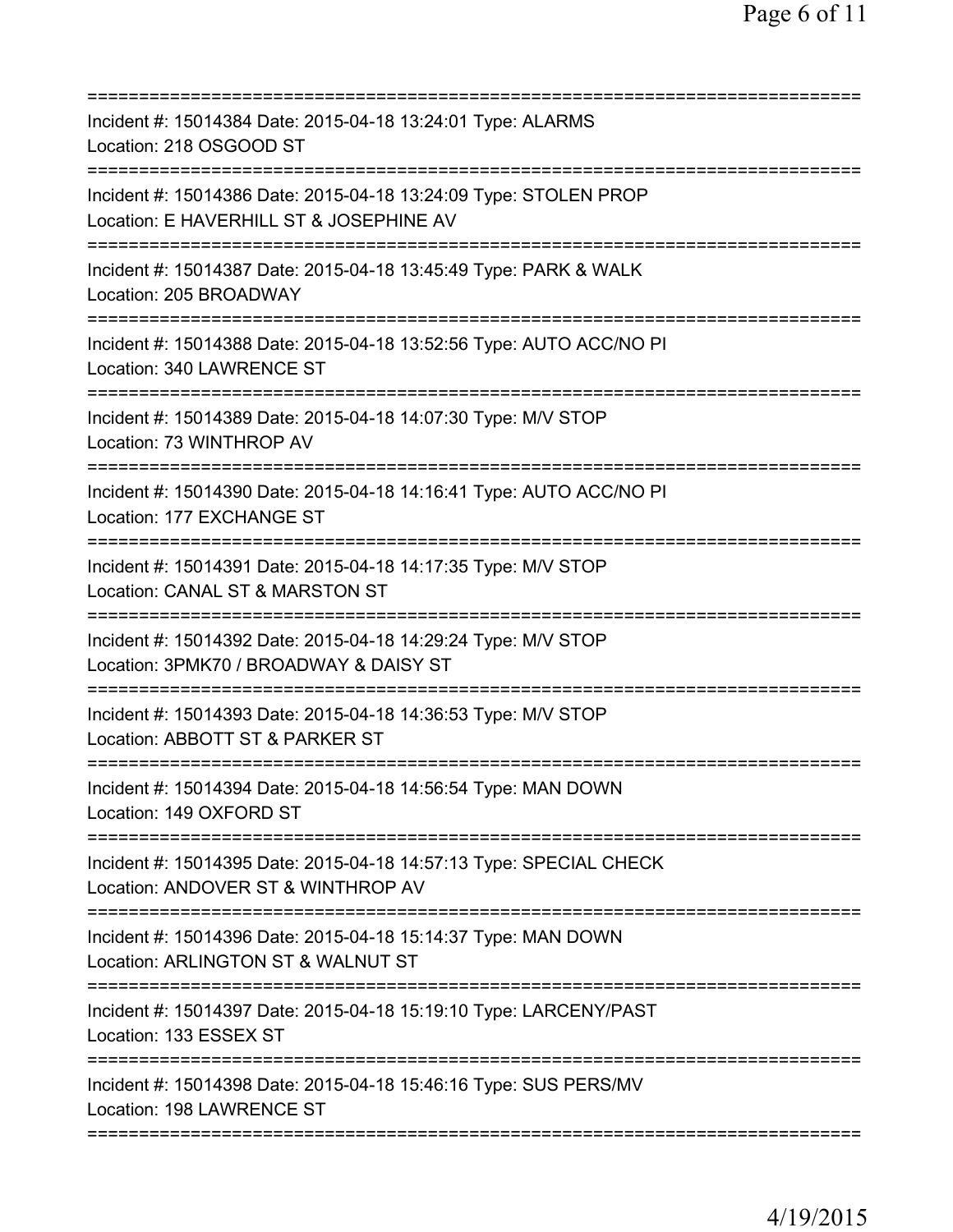===========================================================================
Incident #: 15014384 Date: 2015-04-18 13:24:01 Type: ALARMS
Location: 218 OSGOOD ST
===========================================================================
Incident #: 15014386 Date: 2015-04-18 13:24:09 Type: STOLEN PROP
Location: E HAVERHILL ST & JOSEPHINE AV
===========================================================================
Incident #: 15014387 Date: 2015-04-18 13:45:49 Type: PARK & WALK
Location: 205 BROADWAY
===========================================================================
Incident #: 15014388 Date: 2015-04-18 13:52:56 Type: AUTO ACC/NO PI
Location: 340 LAWRENCE ST
===========================================================================
Incident #: 15014389 Date: 2015-04-18 14:07:30 Type: M/V STOP
Location: 73 WINTHROP AV
===========================================================================
Incident #: 15014390 Date: 2015-04-18 14:16:41 Type: AUTO ACC/NO PI
Location: 177 EXCHANGE ST
===========================================================================
Incident #: 15014391 Date: 2015-04-18 14:17:35 Type: M/V STOP
Location: CANAL ST & MARSTON ST
===========================================================================
Incident #: 15014392 Date: 2015-04-18 14:29:24 Type: M/V STOP
Location: 3PMK70 / BROADWAY & DAISY ST
===========================================================================
Incident #: 15014393 Date: 2015-04-18 14:36:53 Type: M/V STOP
Location: ABBOTT ST & PARKER ST
===========================================================================
Incident #: 15014394 Date: 2015-04-18 14:56:54 Type: MAN DOWN
Location: 149 OXFORD ST
===========================================================================
Incident #: 15014395 Date: 2015-04-18 14:57:13 Type: SPECIAL CHECK
Location: ANDOVER ST & WINTHROP AV
===========================================================================
Incident #: 15014396 Date: 2015-04-18 15:14:37 Type: MAN DOWN
Location: ARLINGTON ST & WALNUT ST
===========================================================================
Incident #: 15014397 Date: 2015-04-18 15:19:10 Type: LARCENY/PAST
Location: 133 ESSEX ST
===========================================================================
Incident #: 15014398 Date: 2015-04-18 15:46:16 Type: SUS PERS/MV
Location: 198 LAWRENCE ST
===========================================================================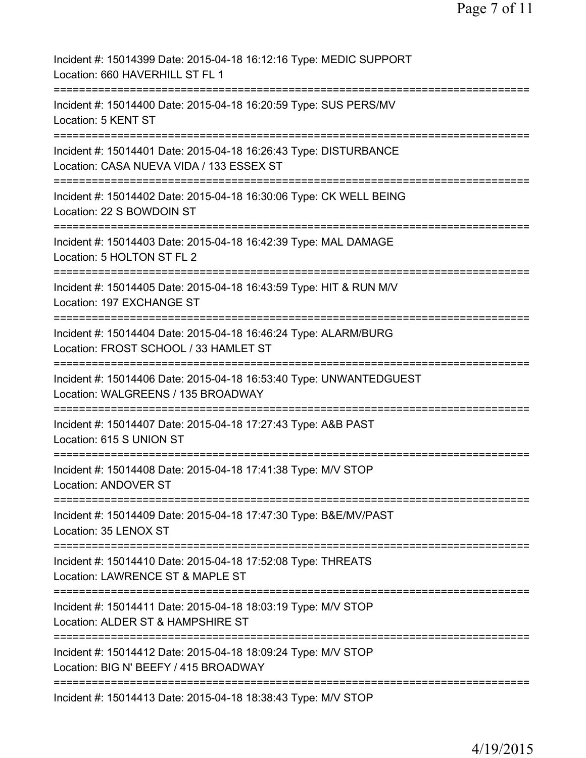Incident #: 15014399 Date: 2015-04-18 16:12:16 Type: MEDIC SUPPORT
Location: 660 HAVERHILL ST FL 1

===========================================================================

Incident #: 15014400 Date: 2015-04-18 16:20:59 Type: SUS PERS/MV
Location: 5 KENT ST

===========================================================================

Incident #: 15014401 Date: 2015-04-18 16:26:43 Type: DISTURBANCE
Location: CASA NUEVA VIDA / 133 ESSEX ST

===========================================================================

Incident #: 15014402 Date: 2015-04-18 16:30:06 Type: CK WELL BEING
Location: 22 S BOWDOIN ST

===========================================================================

Incident #: 15014403 Date: 2015-04-18 16:42:39 Type: MAL DAMAGE
Location: 5 HOLTON ST FL 2

===========================================================================

Incident #: 15014405 Date: 2015-04-18 16:43:59 Type: HIT & RUN M/V
Location: 197 EXCHANGE ST

===========================================================================

Incident #: 15014404 Date: 2015-04-18 16:46:24 Type: ALARM/BURG
Location: FROST SCHOOL / 33 HAMLET ST

===========================================================================

Incident #: 15014406 Date: 2015-04-18 16:53:40 Type: UNWANTEDGUEST
Location: WALGREENS / 135 BROADWAY

===========================================================================

Incident #: 15014407 Date: 2015-04-18 17:27:43 Type: A&B PAST
Location: 615 S UNION ST

===========================================================================

Incident #: 15014408 Date: 2015-04-18 17:41:38 Type: M/V STOP
Location: ANDOVER ST

===========================================================================

Incident #: 15014409 Date: 2015-04-18 17:47:30 Type: B&E/MV/PAST
Location: 35 LENOX ST

===========================================================================

Incident #: 15014410 Date: 2015-04-18 17:52:08 Type: THREATS
Location: LAWRENCE ST & MAPLE ST

===========================================================================

Incident #: 15014411 Date: 2015-04-18 18:03:19 Type: M/V STOP
Location: ALDER ST & HAMPSHIRE ST

===========================================================================

Incident #: 15014412 Date: 2015-04-18 18:09:24 Type: M/V STOP
Location: BIG N' BEEFY / 415 BROADWAY

===========================================================================

Incident #: 15014413 Date: 2015-04-18 18:38:43 Type: M/V STOP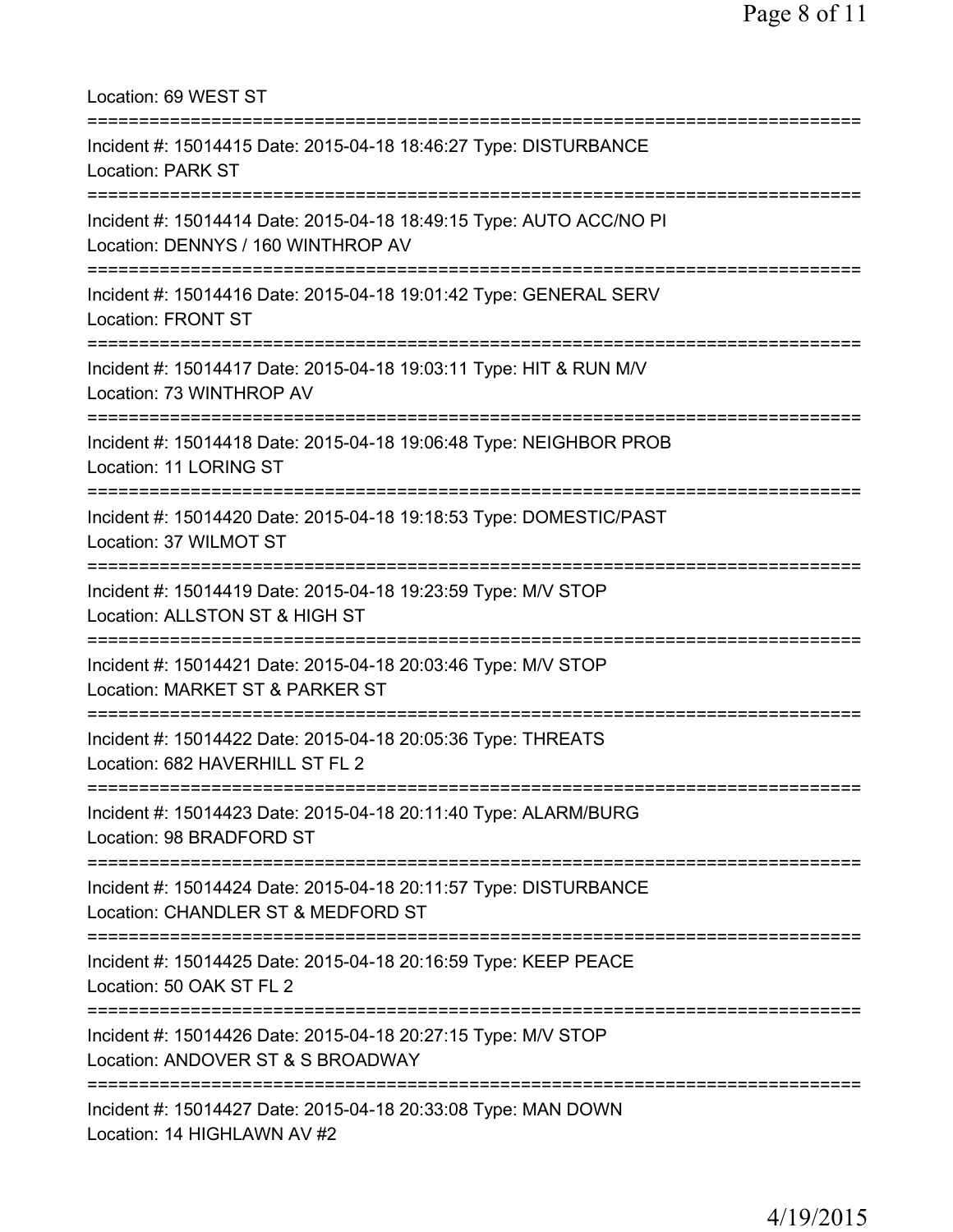Location: 69 WEST ST

===========================================================================

Incident #: 15014415 Date: 2015-04-18 18:46:27 Type: DISTURBANCE
Location: PARK ST

===========================================================================

Incident #: 15014414 Date: 2015-04-18 18:49:15 Type: AUTO ACC/NO PI
Location: DENNYS / 160 WINTHROP AV

===========================================================================

Incident #: 15014416 Date: 2015-04-18 19:01:42 Type: GENERAL SERV
Location: FRONT ST

===========================================================================

Incident #: 15014417 Date: 2015-04-18 19:03:11 Type: HIT & RUN M/V
Location: 73 WINTHROP AV

===========================================================================

Incident #: 15014418 Date: 2015-04-18 19:06:48 Type: NEIGHBOR PROB
Location: 11 LORING ST

===========================================================================

Incident #: 15014420 Date: 2015-04-18 19:18:53 Type: DOMESTIC/PAST
Location: 37 WILMOT ST

===========================================================================

Incident #: 15014419 Date: 2015-04-18 19:23:59 Type: M/V STOP
Location: ALLSTON ST & HIGH ST

===========================================================================

Incident #: 15014421 Date: 2015-04-18 20:03:46 Type: M/V STOP
Location: MARKET ST & PARKER ST

===========================================================================

Incident #: 15014422 Date: 2015-04-18 20:05:36 Type: THREATS
Location: 682 HAVERHILL ST FL 2

===========================================================================

Incident #: 15014423 Date: 2015-04-18 20:11:40 Type: ALARM/BURG
Location: 98 BRADFORD ST

===========================================================================

Incident #: 15014424 Date: 2015-04-18 20:11:57 Type: DISTURBANCE
Location: CHANDLER ST & MEDFORD ST

===========================================================================

Incident #: 15014425 Date: 2015-04-18 20:16:59 Type: KEEP PEACE
Location: 50 OAK ST FL 2

===========================================================================

Incident #: 15014426 Date: 2015-04-18 20:27:15 Type: M/V STOP
Location: ANDOVER ST & S BROADWAY

===========================================================================

Incident #: 15014427 Date: 2015-04-18 20:33:08 Type: MAN DOWN
Location: 14 HIGHLAWN AV #2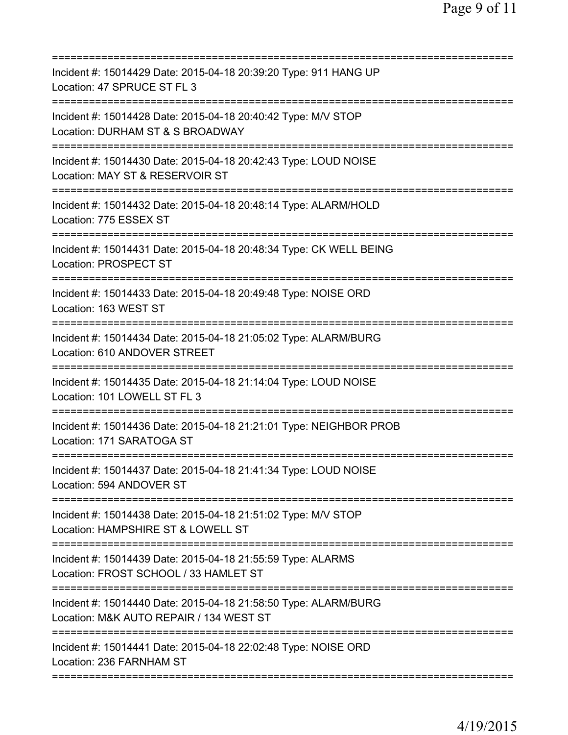===========================================================================
Incident #: 15014429 Date: 2015-04-18 20:39:20 Type: 911 HANG UP
Location: 47 SPRUCE ST FL 3
===========================================================================
Incident #: 15014428 Date: 2015-04-18 20:40:42 Type: M/V STOP
Location: DURHAM ST & S BROADWAY
===========================================================================
Incident #: 15014430 Date: 2015-04-18 20:42:43 Type: LOUD NOISE
Location: MAY ST & RESERVOIR ST
===========================================================================
Incident #: 15014432 Date: 2015-04-18 20:48:14 Type: ALARM/HOLD
Location: 775 ESSEX ST
===========================================================================
Incident #: 15014431 Date: 2015-04-18 20:48:34 Type: CK WELL BEING
Location: PROSPECT ST
===========================================================================
Incident #: 15014433 Date: 2015-04-18 20:49:48 Type: NOISE ORD
Location: 163 WEST ST
===========================================================================
Incident #: 15014434 Date: 2015-04-18 21:05:02 Type: ALARM/BURG
Location: 610 ANDOVER STREET
===========================================================================
Incident #: 15014435 Date: 2015-04-18 21:14:04 Type: LOUD NOISE
Location: 101 LOWELL ST FL 3
===========================================================================
Incident #: 15014436 Date: 2015-04-18 21:21:01 Type: NEIGHBOR PROB
Location: 171 SARATOGA ST
===========================================================================
Incident #: 15014437 Date: 2015-04-18 21:41:34 Type: LOUD NOISE
Location: 594 ANDOVER ST
===========================================================================
Incident #: 15014438 Date: 2015-04-18 21:51:02 Type: M/V STOP
Location: HAMPSHIRE ST & LOWELL ST
===========================================================================
Incident #: 15014439 Date: 2015-04-18 21:55:59 Type: ALARMS
Location: FROST SCHOOL / 33 HAMLET ST
===========================================================================
Incident #: 15014440 Date: 2015-04-18 21:58:50 Type: ALARM/BURG
Location: M&K AUTO REPAIR / 134 WEST ST
===========================================================================
Incident #: 15014441 Date: 2015-04-18 22:02:48 Type: NOISE ORD
Location: 236 FARNHAM ST
===========================================================================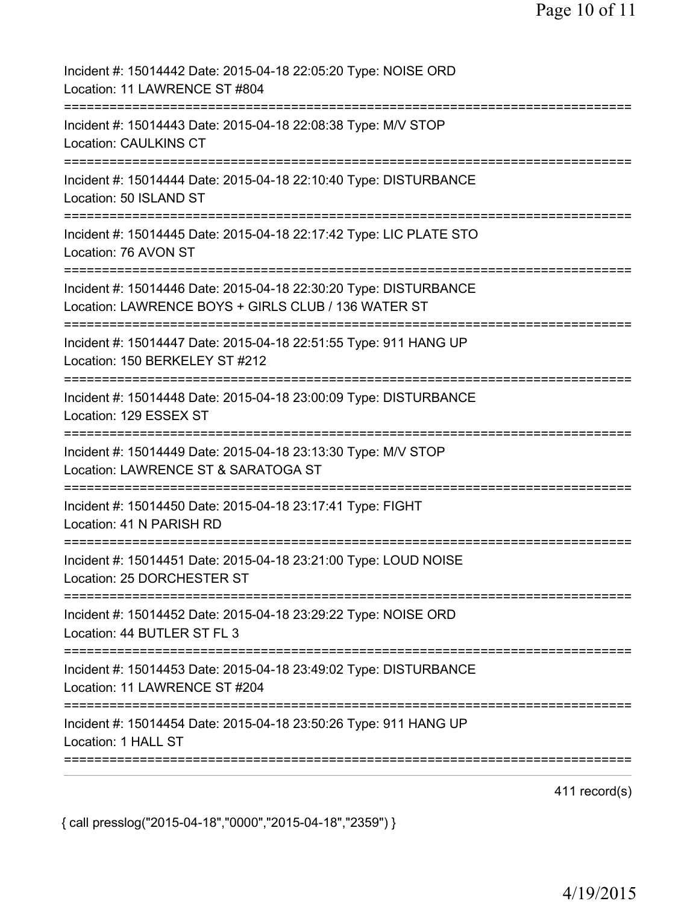Incident #: 15014442 Date: 2015-04-18 22:05:20 Type: NOISE ORD
Location: 11 LAWRENCE ST #804

===========================================================================

Incident #: 15014443 Date: 2015-04-18 22:08:38 Type: M/V STOP
Location: CAULKINS CT

===========================================================================

Incident #: 15014444 Date: 2015-04-18 22:10:40 Type: DISTURBANCE
Location: 50 ISLAND ST

===========================================================================

Incident #: 15014445 Date: 2015-04-18 22:17:42 Type: LIC PLATE STO
Location: 76 AVON ST

===========================================================================

Incident #: 15014446 Date: 2015-04-18 22:30:20 Type: DISTURBANCE
Location: LAWRENCE BOYS + GIRLS CLUB / 136 WATER ST

===========================================================================

Incident #: 15014447 Date: 2015-04-18 22:51:55 Type: 911 HANG UP
Location: 150 BERKELEY ST #212

===========================================================================

Incident #: 15014448 Date: 2015-04-18 23:00:09 Type: DISTURBANCE
Location: 129 ESSEX ST

===========================================================================

Incident #: 15014449 Date: 2015-04-18 23:13:30 Type: M/V STOP
Location: LAWRENCE ST & SARATOGA ST

===========================================================================

Incident #: 15014450 Date: 2015-04-18 23:17:41 Type: FIGHT
Location: 41 N PARISH RD

===========================================================================

Incident #: 15014451 Date: 2015-04-18 23:21:00 Type: LOUD NOISE
Location: 25 DORCHESTER ST

===========================================================================

Incident #: 15014452 Date: 2015-04-18 23:29:22 Type: NOISE ORD
Location: 44 BUTLER ST FL 3

===========================================================================

Incident #: 15014453 Date: 2015-04-18 23:49:02 Type: DISTURBANCE
Location: 11 LAWRENCE ST #204

===========================================================================

Incident #: 15014454 Date: 2015-04-18 23:50:26 Type: 911 HANG UP
Location: 1 HALL ST

===========================================================================

411 record(s)

{ call presslog("2015-04-18","0000","2015-04-18","2359") }

4/19/2015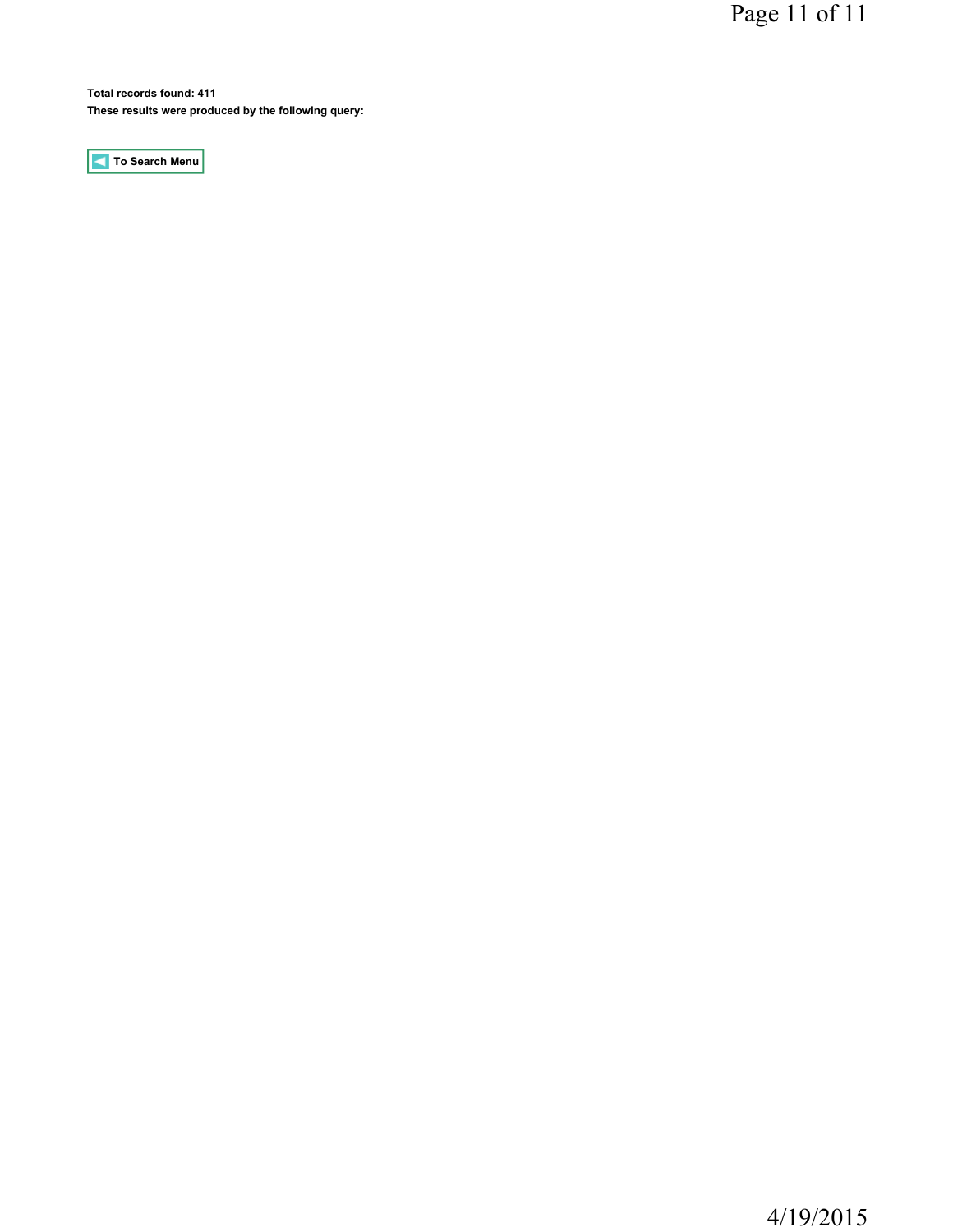**Total records found: 411**

**These results were produced by the following query:**

**To Search Menu**